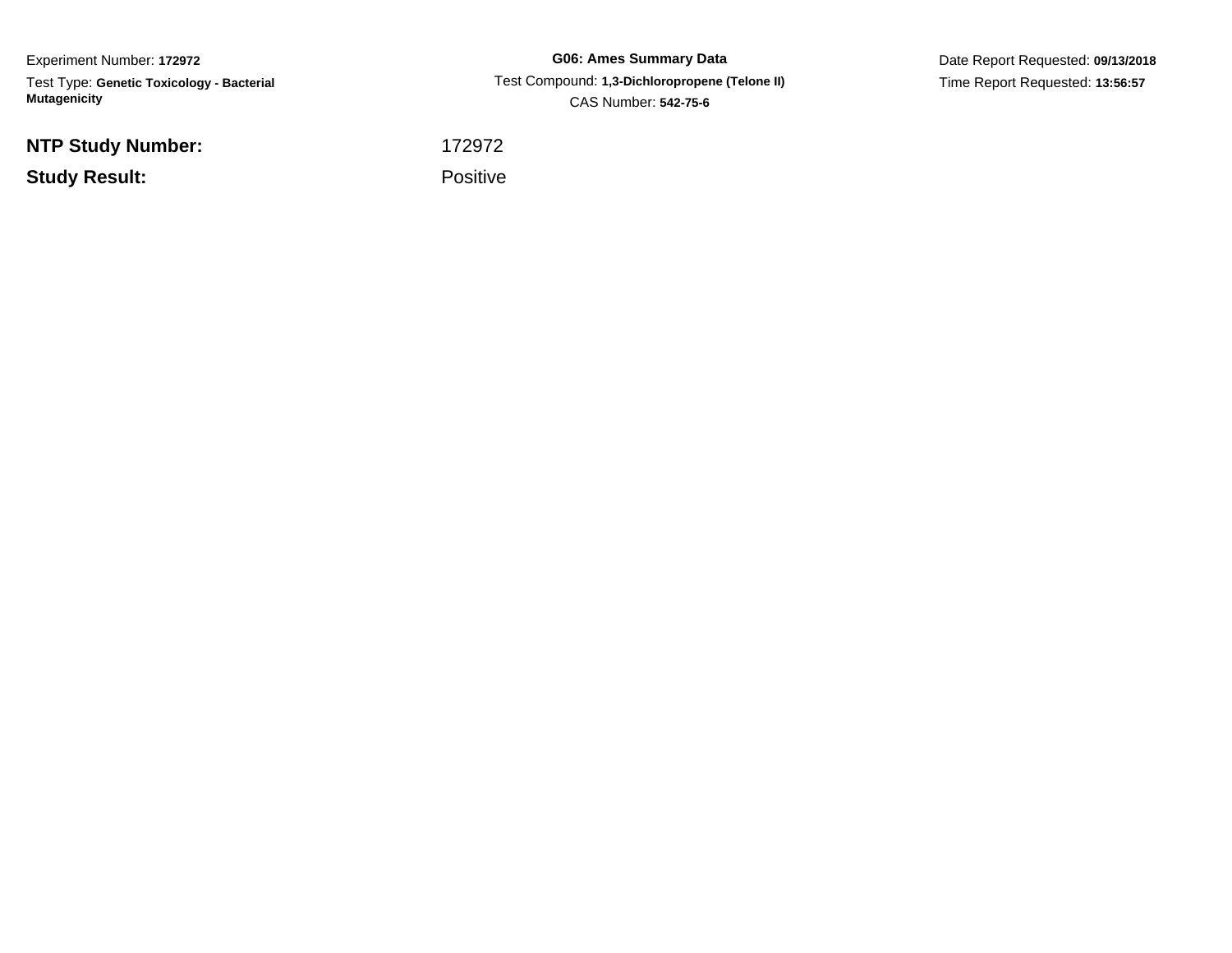Experiment Number: **172972**

Test Type: **Genetic Toxicology - Bacterial Mutagenicity**

**G06: Ames Summary Data**

Test Compound: **1,3-Dichloropropene (Telone II)**

CAS Number: **542-75-6**

Date Report Requested: **09/13/2018**

Time Report Requested: **13:56:57**

| | |
|---|---|
| **NTP Study Number:** | 172972 |
| **Study Result:** | Positive |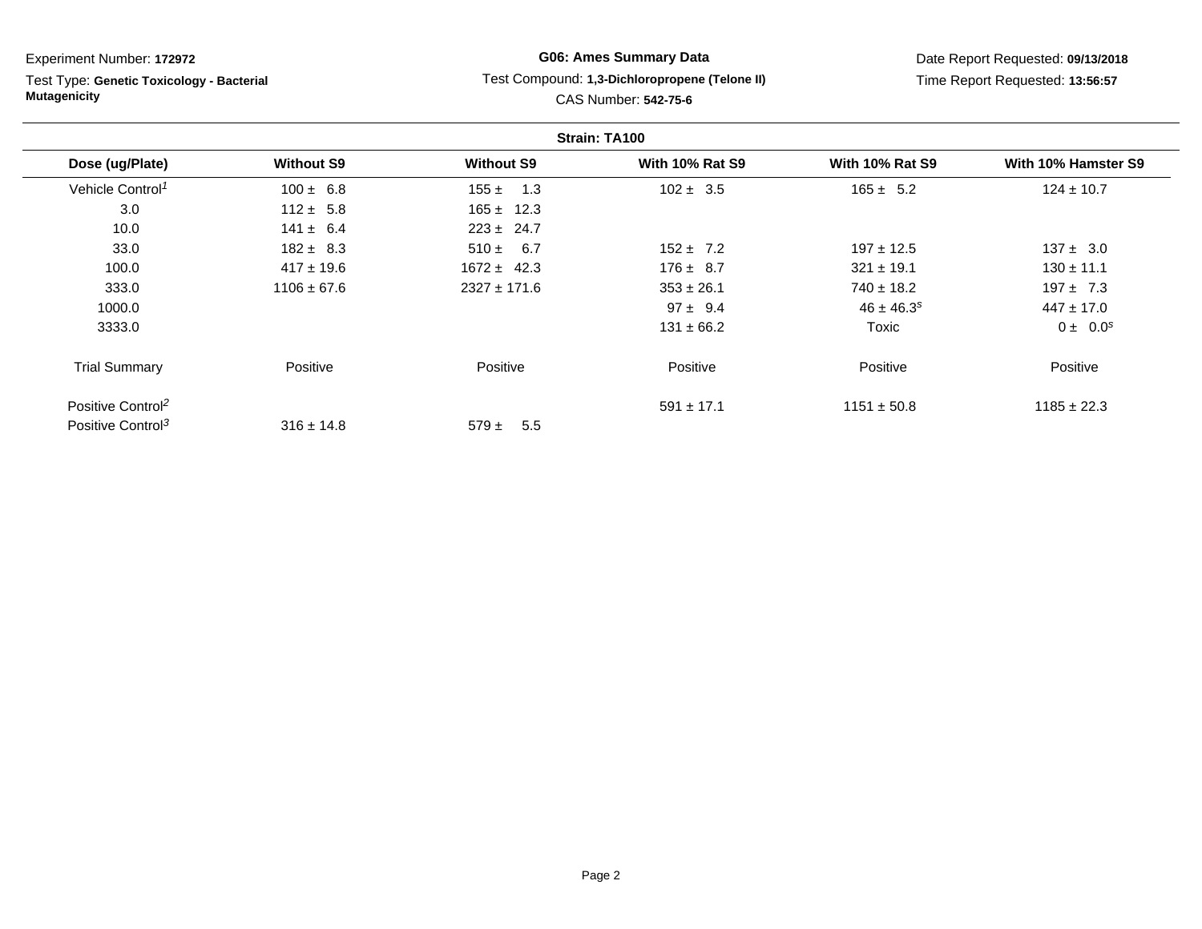Experiment Number: **172972**

Test Type: **Genetic Toxicology - Bacterial Mutagenicity**

**G06: Ames Summary Data**

Test Compound: **1,3-Dichloropropene (Telone II)**

CAS Number: **542-75-6**

Date Report Requested: **09/13/2018**

Time Report Requested: **13:56:57**

**Strain: TA100**

| Dose (ug/Plate) | Without S9 | Without S9 | With 10% Rat S9 | With 10% Rat S9 | With 10% Hamster S9 |
|---|---|---|---|---|---|
| Vehicle Control[1] | 100 ± 6.8 | 155 ± 1.3 | 102 ± 3.5 | 165 ± 5.2 | 124 ± 10.7 |
| 3.0 | 112 ± 5.8 | 165 ± 12.3 | | | |
| 10.0 | 141 ± 6.4 | 223 ± 24.7 | | | |
| 33.0 | 182 ± 8.3 | 510 ± 6.7 | 152 ± 7.2 | 197 ± 12.5 | 137 ± 3.0 |
| 100.0 | 417 ± 19.6 | 1672 ± 42.3 | 176 ± 8.7 | 321 ± 19.1 | 130 ± 11.1 |
| 333.0 | 1106 ± 67.6 | 2327 ± 171.6 | 353 ± 26.1 | 740 ± 18.2 | 197 ± 7.3 |
| 1000.0 | | | 97 ± 9.4 | 46 ± 46.3[s] | 447 ± 17.0 |
| 3333.0 | | | 131 ± 66.2 | Toxic | 0 ± 0.0[s] |
| Trial Summary | Positive | Positive | Positive | Positive | Positive |
| Positive Control[2] | | | 591 ± 17.1 | 1151 ± 50.8 | 1185 ± 22.3 |
| Positive Control[3] | 316 ± 14.8 | 579 ± 5.5 | | | |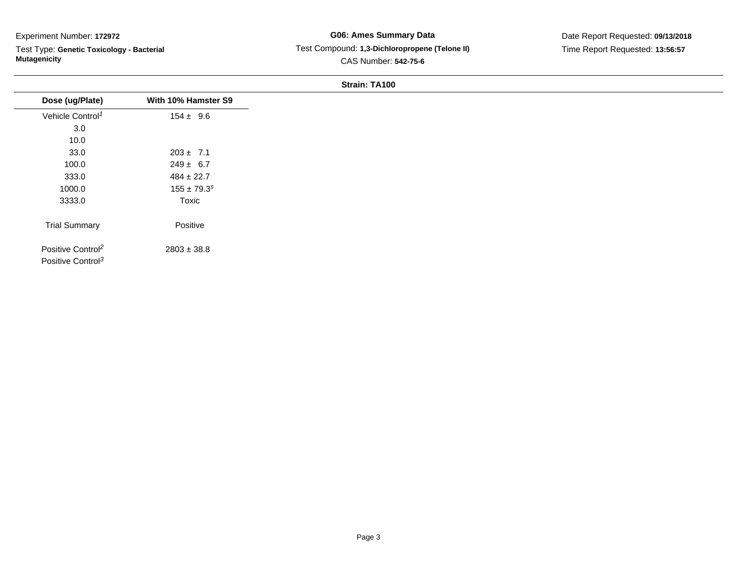Experiment Number: **172972**

Test Type: **Genetic Toxicology - Bacterial Mutagenicity**

**G06: Ames Summary Data**

Test Compound: **1,3-Dichloropropene (Telone II)**

CAS Number: **542-75-6**

Date Report Requested: **09/13/2018**

Time Report Requested: **13:56:57**

**Strain: TA100**

| Dose (ug/Plate) | With 10% Hamster S9 |
|---|---|
| Vehicle Control[1] | 154 ± 9.6 |
| 3.0 | |
| 10.0 | |
| 33.0 | 203 ± 7.1 |
| 100.0 | 249 ± 6.7 |
| 333.0 | 484 ± 22.7 |
| 1000.0 | 155 ± 79.3[s] |
| 3333.0 | Toxic |
| Trial Summary | Positive |
| Positive Control[2] | 2803 ± 38.8 |
| Positive Control[3] | |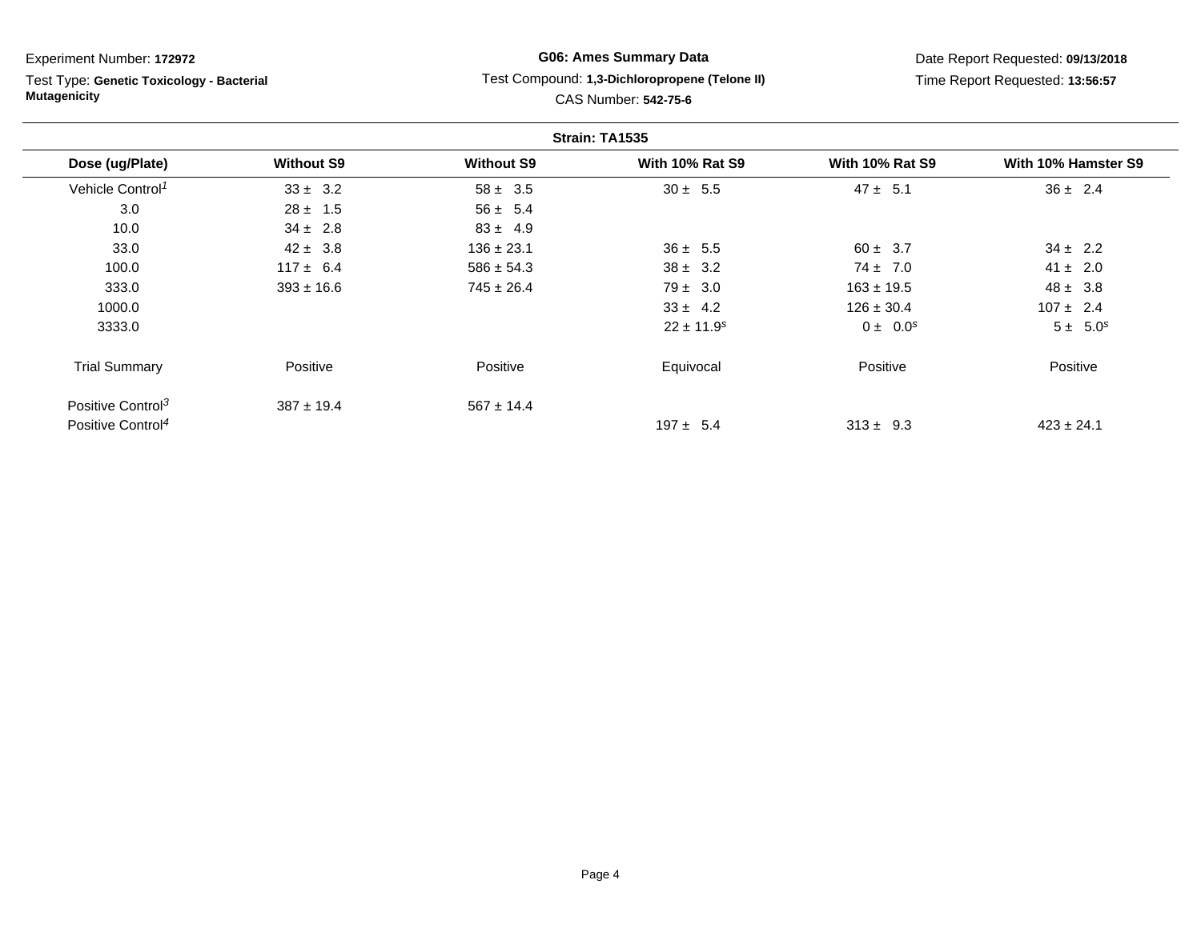Experiment Number: **172972**

Test Type: **Genetic Toxicology - Bacterial Mutagenicity**

**G06: Ames Summary Data**

Test Compound: **1,3-Dichloropropene (Telone II)**

CAS Number: **542-75-6**

Date Report Requested: **09/13/2018**

Time Report Requested: **13:56:57**

**Strain: TA1535**

| Dose (ug/Plate) | Without S9 | Without S9 | With 10% Rat S9 | With 10% Rat S9 | With 10% Hamster S9 |
|---|---|---|---|---|---|
| Vehicle Control[1] | 33 ± 3.2 | 58 ± 3.5 | 30 ± 5.5 | 47 ± 5.1 | 36 ± 2.4 |
| 3.0 | 28 ± 1.5 | 56 ± 5.4 | | | |
| 10.0 | 34 ± 2.8 | 83 ± 4.9 | | | |
| 33.0 | 42 ± 3.8 | 136 ± 23.1 | 36 ± 5.5 | 60 ± 3.7 | 34 ± 2.2 |
| 100.0 | 117 ± 6.4 | 586 ± 54.3 | 38 ± 3.2 | 74 ± 7.0 | 41 ± 2.0 |
| 333.0 | 393 ± 16.6 | 745 ± 26.4 | 79 ± 3.0 | 163 ± 19.5 | 48 ± 3.8 |
| 1000.0 | | | 33 ± 4.2 | 126 ± 30.4 | 107 ± 2.4 |
| 3333.0 | | | 22 ± 11.9[s] | 0 ± 0.0[s] | 5 ± 5.0[s] |
| Trial Summary | Positive | Positive | Equivocal | Positive | Positive |
| Positive Control[3] | 387 ± 19.4 | 567 ± 14.4 | | | |
| Positive Control[4] | | | 197 ± 5.4 | 313 ± 9.3 | 423 ± 24.1 |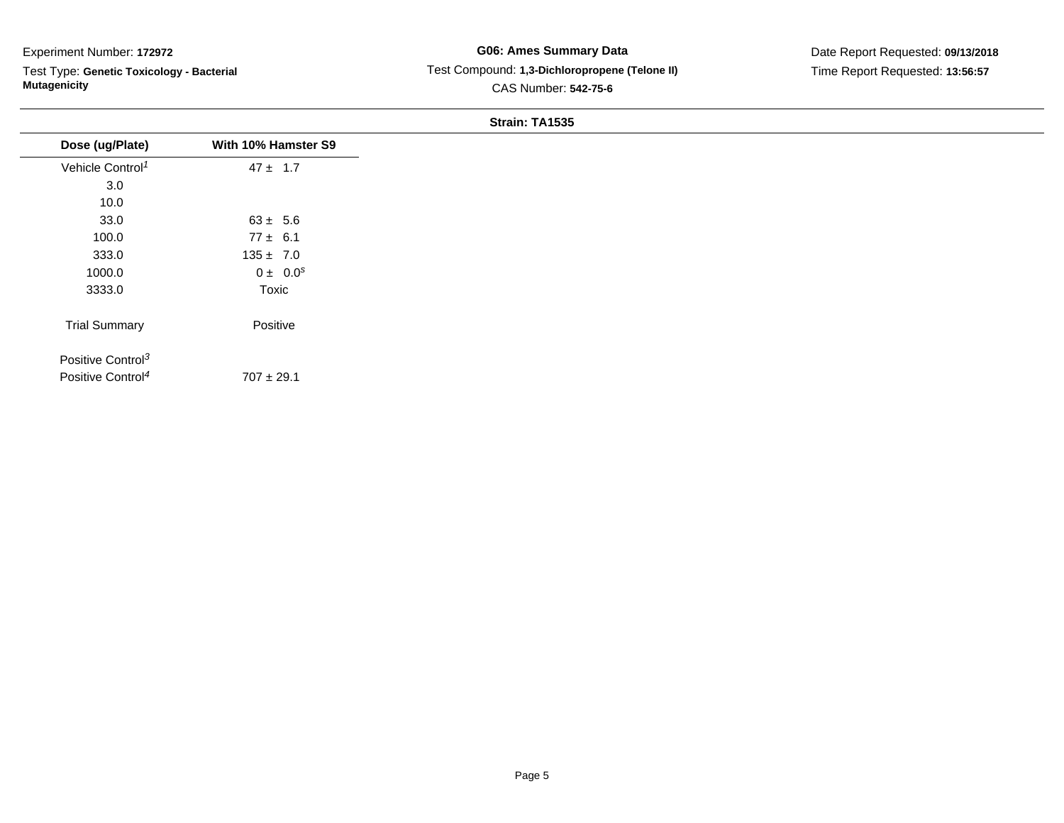Experiment Number: **172972**

Test Type: **Genetic Toxicology - Bacterial Mutagenicity**

**G06: Ames Summary Data**

Test Compound: **1,3-Dichloropropene (Telone II)**

CAS Number: **542-75-6**

Date Report Requested: **09/13/2018**

Time Report Requested: **13:56:57**

**Strain: TA1535**

| Dose (ug/Plate) | With 10% Hamster S9 |
|---|---|
| Vehicle Control[1] | 47 ± 1.7 |
| 3.0 | |
| 10.0 | |
| 33.0 | 63 ± 5.6 |
| 100.0 | 77 ± 6.1 |
| 333.0 | 135 ± 7.0 |
| 1000.0 | 0 ± 0.0[s] |
| 3333.0 | Toxic |
| Trial Summary | Positive |
| Positive Control[3] | |
| Positive Control[4] | 707 ± 29.1 |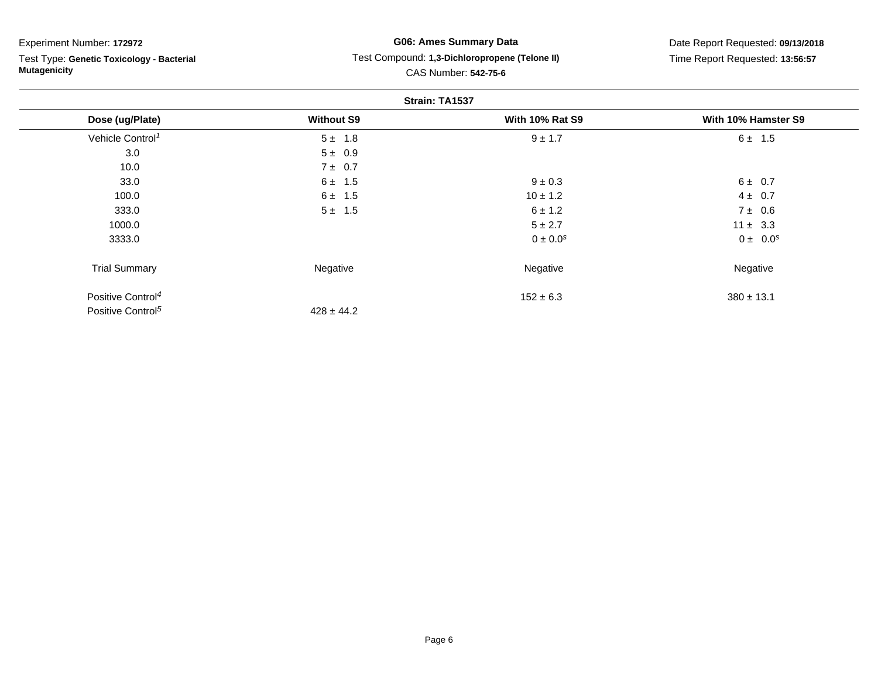Experiment Number: **172972**

Test Type: **Genetic Toxicology - Bacterial Mutagenicity**

**G06: Ames Summary Data**

Test Compound: **1,3-Dichloropropene (Telone II)**

CAS Number: **542-75-6**

Date Report Requested: **09/13/2018**

Time Report Requested: **13:56:57**

**Strain: TA1537**

| Dose (ug/Plate) | Without S9 | With 10% Rat S9 | With 10% Hamster S9 |
|---|---|---|---|
| Vehicle Control[1] | 5 ± 1.8 | 9 ± 1.7 | 6 ± 1.5 |
| 3.0 | 5 ± 0.9 | | |
| 10.0 | 7 ± 0.7 | | |
| 33.0 | 6 ± 1.5 | 9 ± 0.3 | 6 ± 0.7 |
| 100.0 | 6 ± 1.5 | 10 ± 1.2 | 4 ± 0.7 |
| 333.0 | 5 ± 1.5 | 6 ± 1.2 | 7 ± 0.6 |
| 1000.0 | | 5 ± 2.7 | 11 ± 3.3 |
| 3333.0 | | 0 ± 0.0[s] | 0 ± 0.0[s] |
| Trial Summary | Negative | Negative | Negative |
| Positive Control[4] | | 152 ± 6.3 | 380 ± 13.1 |
| Positive Control[5] | 428 ± 44.2 | | |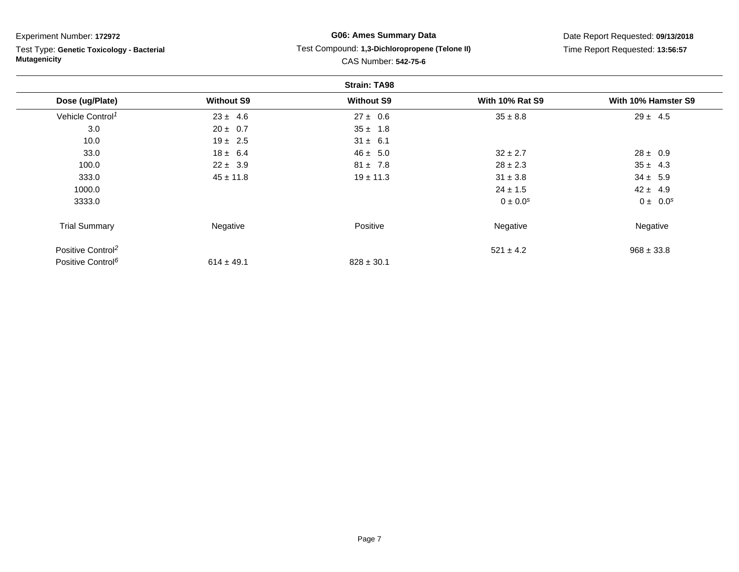Experiment Number: **172972**

Test Type: **Genetic Toxicology - Bacterial Mutagenicity**

**G06: Ames Summary Data**

Test Compound: **1,3-Dichloropropene (Telone II)**

CAS Number: **542-75-6**

Date Report Requested: **09/13/2018**

Time Report Requested: **13:56:57**

| Strain: TA98 | | | | |
|---|---|---|---|---|
| **Dose (ug/Plate)** | **Without S9** | **Without S9** | **With 10% Rat S9** | **With 10% Hamster S9** |
| Vehicle Control[1] | 23 ± 4.6 | 27 ± 0.6 | 35 ± 8.8 | 29 ± 4.5 |
| 3.0 | 20 ± 0.7 | 35 ± 1.8 | | |
| 10.0 | 19 ± 2.5 | 31 ± 6.1 | | |
| 33.0 | 18 ± 6.4 | 46 ± 5.0 | 32 ± 2.7 | 28 ± 0.9 |
| 100.0 | 22 ± 3.9 | 81 ± 7.8 | 28 ± 2.3 | 35 ± 4.3 |
| 333.0 | 45 ± 11.8 | 19 ± 11.3 | 31 ± 3.8 | 34 ± 5.9 |
| 1000.0 | | | 24 ± 1.5 | 42 ± 4.9 |
| 3333.0 | | | 0 ± 0.0[s] | 0 ± 0.0[s] |
| Trial Summary | Negative | Positive | Negative | Negative |
| Positive Control[2] | | | 521 ± 4.2 | 968 ± 33.8 |
| Positive Control[6] | 614 ± 49.1 | 828 ± 30.1 | | |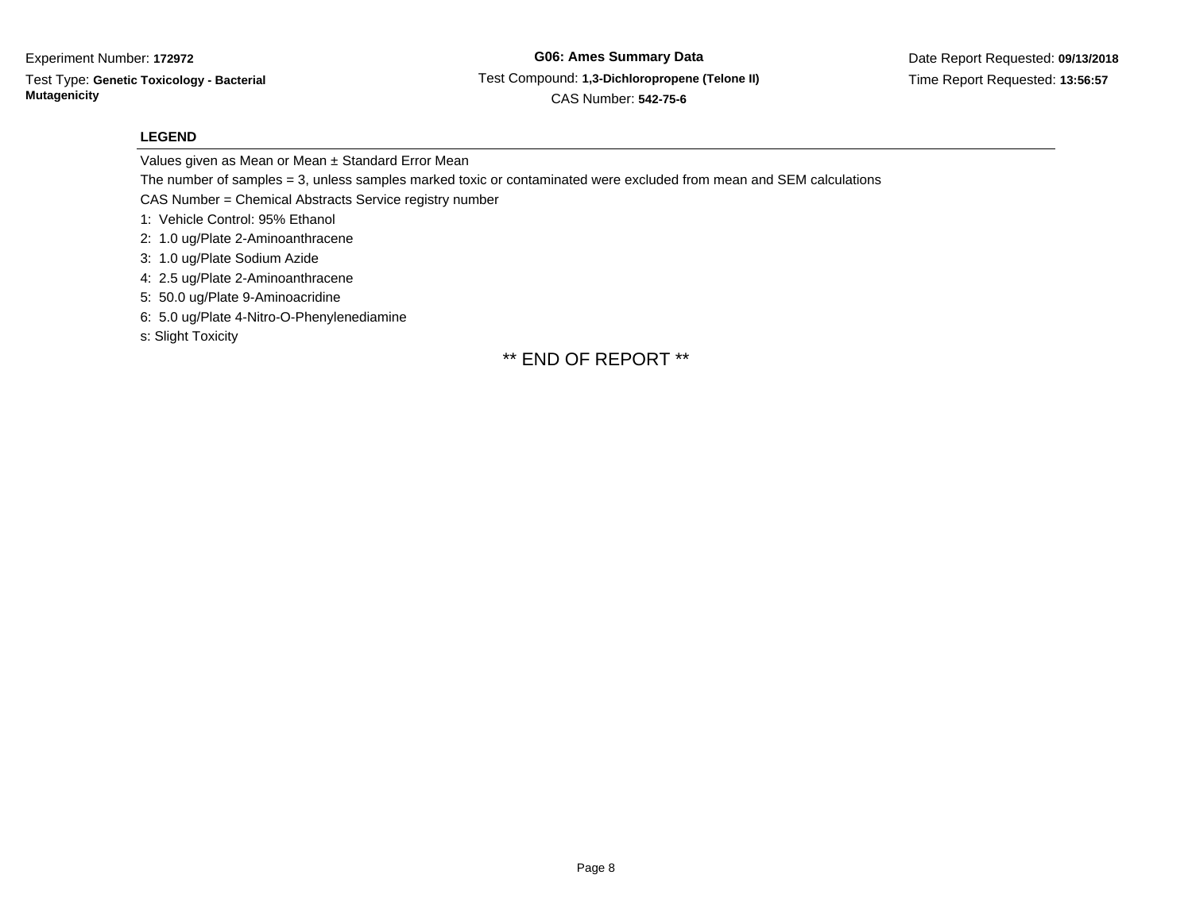Experiment Number: **172972**

Test Type: **Genetic Toxicology - Bacterial Mutagenicity**

**G06: Ames Summary Data**

Test Compound: **1,3-Dichloropropene (Telone II)**

CAS Number: **542-75-6**

Date Report Requested: **09/13/2018**

Time Report Requested: **13:56:57**

**LEGEND**

Values given as Mean or Mean ± Standard Error Mean

The number of samples = 3, unless samples marked toxic or contaminated were excluded from mean and SEM calculations

CAS Number = Chemical Abstracts Service registry number

1: Vehicle Control: 95% Ethanol

2: 1.0 ug/Plate 2-Aminoanthracene

3: 1.0 ug/Plate Sodium Azide

4: 2.5 ug/Plate 2-Aminoanthracene

5: 50.0 ug/Plate 9-Aminoacridine

6: 5.0 ug/Plate 4-Nitro-O-Phenylenediamine

s: Slight Toxicity

** END OF REPORT **